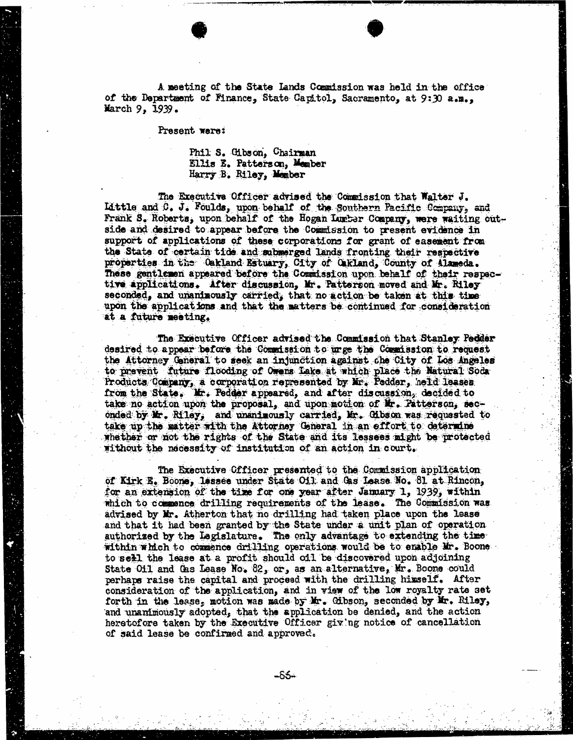A meeting of the State Lands Commission was held in the office of the Department of Finance, State Capitol, Sacramento, at 9:30 a.m., March 9, 1939.

Present were:

Phil S. Gibson, Chairman
Ellis E. Patterson, Member
Harry B. Riley, Member

The Executive Officer advised the Commission that Walter J. Little and C. J. Foulds, upon behalf of the Southern Pacific Company, and Frank S. Roberts, upon behalf of the Hogan Lumber Company, were waiting outside and desired to appear before the Commission to present evidence in support of applications of these corporations for grant of easement from the State of certain tide and submerged lands fronting their respective properties in the Oakland Estuary, City of Oakland, County of Alameda. These gentlemen appeared before the Commission upon behalf of their respective applications. After discussion, Mr. Patterson moved and Mr. Riley seconded, and unanimously carried, that no action be taken at this time upon the applications and that the matters be continued for consideration at a future meeting.

The Executive Officer advised the Commission that Stanley Pedder desired to appear before the Commission to urge the Commission to request the Attorney General to seek an injunction against the City of Los Angeles to prevent future flooding of Owens Lake at which place the Natural Soda Products Company, a corporation represented by Mr. Pedder, held leases from the State. Mr. Pedder appeared, and after discussion, decided to take no action upon the proposal, and upon motion of Mr. Patterson, seconded by Mr. Riley, and unanimously carried, Mr. Gibson was requested to take up the matter with the Attorney General in an effort to determine whether or not the rights of the State and its lessees might be protected without the necessity of institution of an action in court.

The Executive Officer presented to the Commission application of Kirk E. Boone, lessee under State Oil and Gas Lease No. 81 at Rincon, for an extension of the time for one year after January 1, 1939, within which to commence drilling requirements of the lease. The Commission was advised by Mr. Atherton that no drilling had taken place upon the lease and that it had been granted by the State under a unit plan of operation authorized by the Legislature. The only advantage to extending the time within which to commence drilling operations would be to enable Mr. Boone to sell the lease at a profit should oil be discovered upon adjoining State Oil and Gas Lease No. 82, or, as an alternative, Mr. Boone could perhaps raise the capital and proceed with the drilling himself. After consideration of the application, and in view of the low royalty rate set forth in the lease, motion was made by Mr. Gibson, seconded by Mr. Riley, and unanimously adopted, that the application be denied, and the action heretofore taken by the Executive Officer giving notice of cancellation of said lease be confirmed and approved.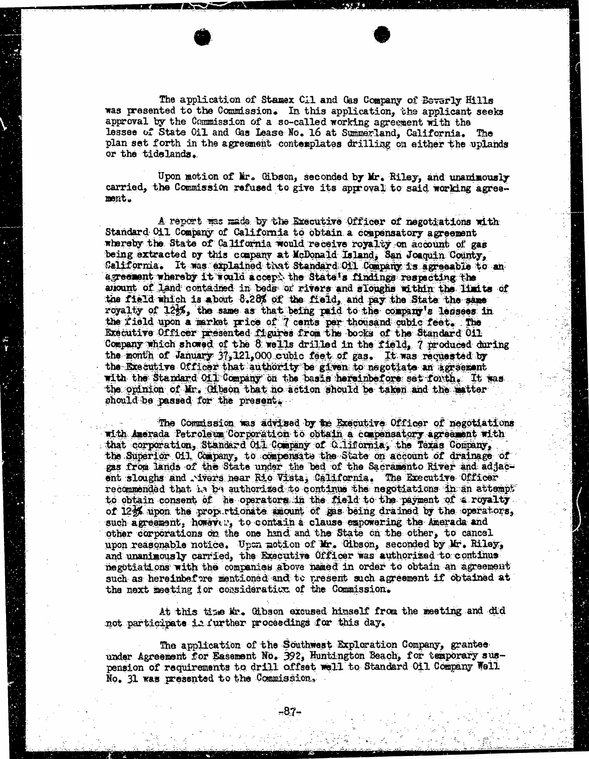The application of Stamex Oil and Gas Company of Beverly Hills was presented to the Commission. In this application, the applicant seeks approval by the Commission of a so-called working agreement with the lessee of State Oil and Gas Lease No. 16 at Summerland, California. The plan set forth in the agreement contemplates drilling on either the uplands or the tidelands.

Upon motion of Mr. Gibson, seconded by Mr. Riley, and unanimously carried, the Commission refused to give its approval to said working agreement.

A report was made by the Executive Officer of negotiations with Standard Oil Company of California to obtain a compensatory agreement whereby the State of California would receive royalty on account of gas being extracted by this company at McDonald Island, San Joaquin County, California. It was explained that Standard Oil Company is agreeable to an agreement whereby it would accept the State's findings respecting the amount of land contained in beds of rivers and sloughs within the limits of the field which is about 8.28% of the field, and pay the State the same royalty of 12½%, the same as that being paid to the company's lessees in the field upon a market price of 7 cents per thousand cubic feet. The Executive Officer presented figures from the books of the Standard Oil Company which showed of the 8 wells drilled in the field, 7 produced during the month of January 37,121,000 cubic feet of gas. It was requested by the Executive Officer that authority be given to negotiate an agreement with the Standard Oil Company on the basis hereinbefore set forth. It was the opinion of Mr. Gibson that no action should be taken and the matter should be passed for the present.

The Commission was advised by the Executive Officer of negotiations with Amerada Petroleum Corporation to obtain a compensatory agreement with that corporation, Standard Oil Company of California, the Texas Company, the Superior Oil Company, to compensate the State on account of drainage of gas from lands of the State under the bed of the Sacramento River and adjacent sloughs and rivers near Rio Vista, California. The Executive Officer recommended that he be authorized to continue the negotiations in an attempt to obtain consent of the operators in the field to the payment of a royalty of 12½% upon the proportionate amount of gas being drained by the operators, such agreement, however, to contain a clause empowering the Amerada and other corporations on the one hand and the State on the other, to cancel upon reasonable notice. Upon motion of Mr. Gibson, seconded by Mr. Riley, and unanimously carried, the Executive Officer was authorized to continue negotiations with the companies above named in order to obtain an agreement such as hereinbefore mentioned and to present such agreement if obtained at the next meeting for consideration of the Commission.

At this time Mr. Gibson excused himself from the meeting and did not participate in further proceedings for this day.

The application of the Southwest Exploration Company, grantee under Agreement for Easement No. 392, Huntington Beach, for temporary suspension of requirements to drill offset well to Standard Oil Company Well No. 31 was presented to the Commission.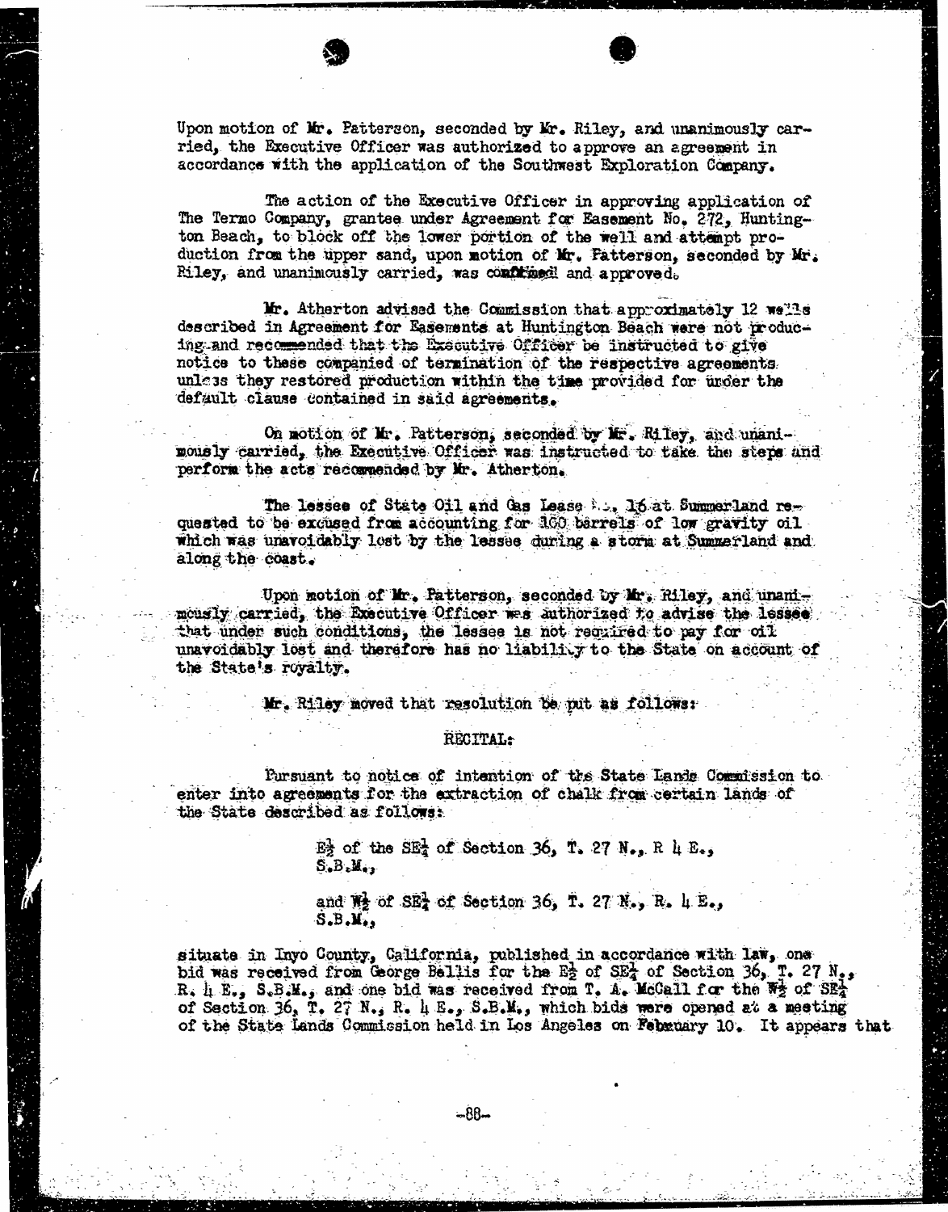Upon motion of Mr. Patterson, seconded by Mr. Riley, and unanimously carried, the Executive Officer was authorized to approve an agreement in accordance with the application of the Southwest Exploration Company.

The action of the Executive Officer in approving application of The Termo Company, grantee under Agreement for Easement No. 272, Huntington Beach, to block off the lower portion of the well and attempt production from the upper sand, upon motion of Mr. Patterson, seconded by Mr. Riley, and unanimously carried, was confirmed and approved.

Mr. Atherton advised the Commission that approximately 12 wells described in Agreement for Easements at Huntington Beach were not producing and recommended that the Executive Officer be instructed to give notice to these companies of termination of the respective agreements unless they restored production within the time provided for under the default clause contained in said agreements.

On motion of Mr. Patterson, seconded by Mr. Riley, and unanimously carried, the Executive Officer was instructed to take the steps and perform the acts recommended by Mr. Atherton.

The lessee of State Oil and Gas Lease No. 16 at Summerland requested to be excused from accounting for 100 barrels of low gravity oil which was unavoidably lost by the lessee during a storm at Summerland and along the coast.

Upon motion of Mr. Patterson, seconded by Mr. Riley, and unanimously carried, the Executive Officer was authorized to advise the lessee that under such conditions, the lessee is not required to pay for oil unavoidably lost and therefore has no liability to the State on account of the State's royalty.

Mr. Riley moved that resolution be put as follows:

RECITAL:

Pursuant to notice of intention of the State Lands Commission to enter into agreements for the extraction of chalk from certain lands of the State described as follows:

> $E\frac{1}{2}$ of the $SE\frac{1}{4}$ of Section 36, T. 27 N., R 4 E., S.B.M.,
>
> and $W\frac{1}{2}$ of $SE\frac{1}{4}$ of Section 36, T. 27 N., R. 4 E., S.B.M.,

situate in Inyo County, California, published in accordance with law, one bid was received from George Bellis for the $E\frac{1}{2}$ of $SE\frac{1}{4}$ of Section 36, T. 27 N., R. 4 E., S.B.M., and one bid was received from T. A. McCall for the $W\frac{1}{2}$ of $SE\frac{1}{4}$ of Section 36, T. 27 N., R. 4 E., S.B.M., which bids were opened at a meeting of the State Lands Commission held in Los Angeles on February 10. It appears that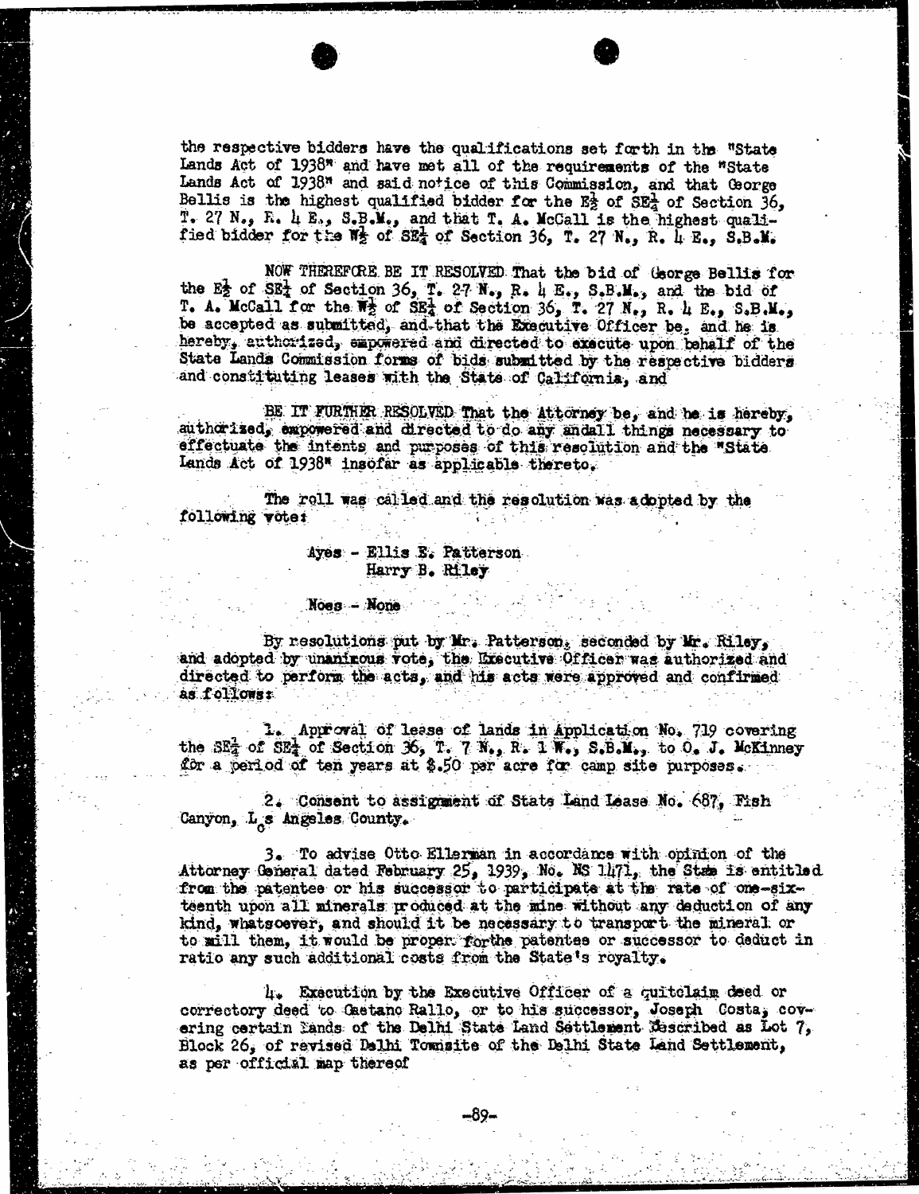the respective bidders have the qualifications set forth in the "State Lands Act of 1938" and have met all of the requirements of the "State Lands Act of 1938" and said notice of this Commission, and that George Bellis is the highest qualified bidder for the E½ of SE¼ of Section 36, T. 27 N., R. 4 E., S.B.M., and that T. A. McCall is the highest qualified bidder for the W½ of SE¼ of Section 36, T. 27 N., R. 4 E., S.B.M.

NOW THEREFORE BE IT RESOLVED That the bid of George Bellis for the E½ of SE¼ of Section 36, T. 27 N., R. 4 E., S.B.M., and the bid of T. A. McCall for the W½ of SE¼ of Section 36, T. 27 N., R. 4 E., S.B.M., be accepted as submitted, and that the Executive Officer be, and he is hereby, authorized, empowered and directed to execute upon behalf of the State Lands Commission forms of bids submitted by the respective bidders and constituting leases with the State of California, and

BE IT FURTHER RESOLVED That the Attorney be, and he is hereby, authorized, empowered and directed to do any andall things necessary to effectuate the intents and purposes of this resolution and the "State Lands Act of 1938" insofar as applicable thereto.

The roll was called and the resolution was adopted by the following vote:

Ayes - Ellis E. Patterson
Harry B. Riley

Noes - None

By resolutions put by Mr. Patterson, seconded by Mr. Riley, and adopted by unanimous vote, the Executive Officer was authorized and directed to perform the acts, and his acts were approved and confirmed as follows:

1. Approval of lease of lands in Application No. 719 covering the SE¼ of SE¼ of Section 36, T. 7 N., R. 1 W., S.B.M., to O. J. McKinney for a period of ten years at $.50 per acre for camp site purposes.

2. Consent to assignment of State Land Lease No. 687, Fish Canyon, Los Angeles County.

3. To advise Otto Ellerman in accordance with opinion of the Attorney General dated February 25, 1939, No. NS 1471, the State is entitled from the patentee or his successor to participate at the rate of one-sixteenth upon all minerals produced at the mine without any deduction of any kind, whatsoever, and should it be necessary to transport the mineral or to mill them, it would be proper forthe patentee or successor to deduct in ratio any such additional costs from the State's royalty.

4. Execution by the Executive Officer of a quitclaim deed or correctory deed to Gaetano Rallo, or to his successor, Joseph Costa, covering certain lands of the Delhi State Land Settlement described as Lot 7, Block 26, of revised Delhi Townsite of the Delhi State Land Settlement, as per official map thereof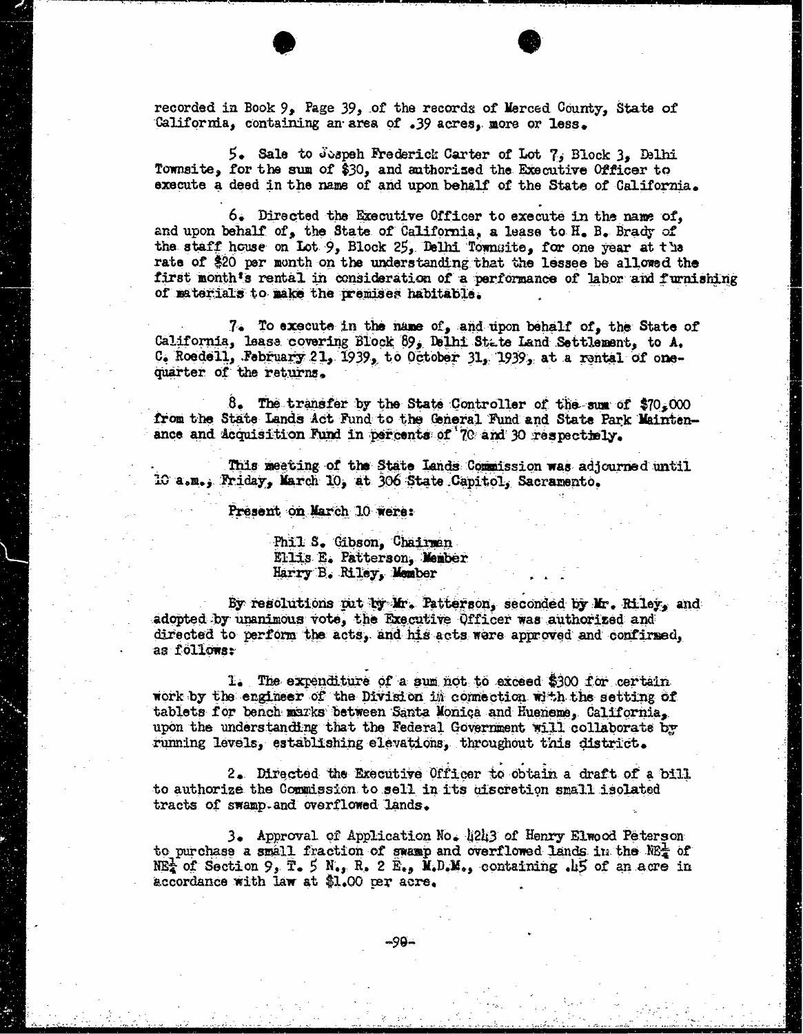recorded in Book 9, Page 39, of the records of Merced County, State of California, containing an area of .39 acres, more or less.

5. Sale to Joseph Frederick Carter of Lot 7, Block 3, Delhi Townsite, for the sum of $30, and authorized the Executive Officer to execute a deed in the name of and upon behalf of the State of California.

6. Directed the Executive Officer to execute in the name of, and upon behalf of, the State of California, a lease to H. B. Brady of the staff house on Lot 9, Block 25, Delhi Townsite, for one year at the rate of $20 per month on the understanding that the lessee be allowed the first month's rental in consideration of a performance of labor and furnishing of materials to make the premises habitable.

7. To execute in the name of, and upon behalf of, the State of California, lease covering Block 89, Delhi State Land Settlement, to A. C. Roedell, February 21, 1939, to October 31, 1939, at a rental of one-quarter of the returns.

8. The transfer by the State Controller of the sum of $70,000 from the State Lands Act Fund to the General Fund and State Park Maintenance and Acquisition Fund in percents of 70 and 30 respectively.

This meeting of the State Lands Commission was adjourned until 10 a.m., Friday, March 10, at 306 State Capitol, Sacramento.

Present on March 10 were:

Phil S. Gibson, Chairman
Ellis E. Patterson, Member
Harry B. Riley, Member

By resolutions put by Mr. Patterson, seconded by Mr. Riley, and adopted by unanimous vote, the Executive Officer was authorized and directed to perform the acts, and his acts were approved and confirmed, as follows:

1. The expenditure of a sum not to exceed $300 for certain work by the engineer of the Division in connection with the setting of tablets for bench marks between Santa Monica and Hueneme, California, upon the understanding that the Federal Government will collaborate by running levels, establishing elevations, throughout this district.

2. Directed the Executive Officer to obtain a draft of a bill to authorize the Commission to sell in its discretion small isolated tracts of swamp and overflowed lands.

3. Approval of Application No. 4243 of Henry Elwood Peterson to purchase a small fraction of swamp and overflowed lands in the NE¼ of NE¼ of Section 9, T. 5 N., R. 2 E., M.D.M., containing .45 of an acre in accordance with law at $1.00 per acre.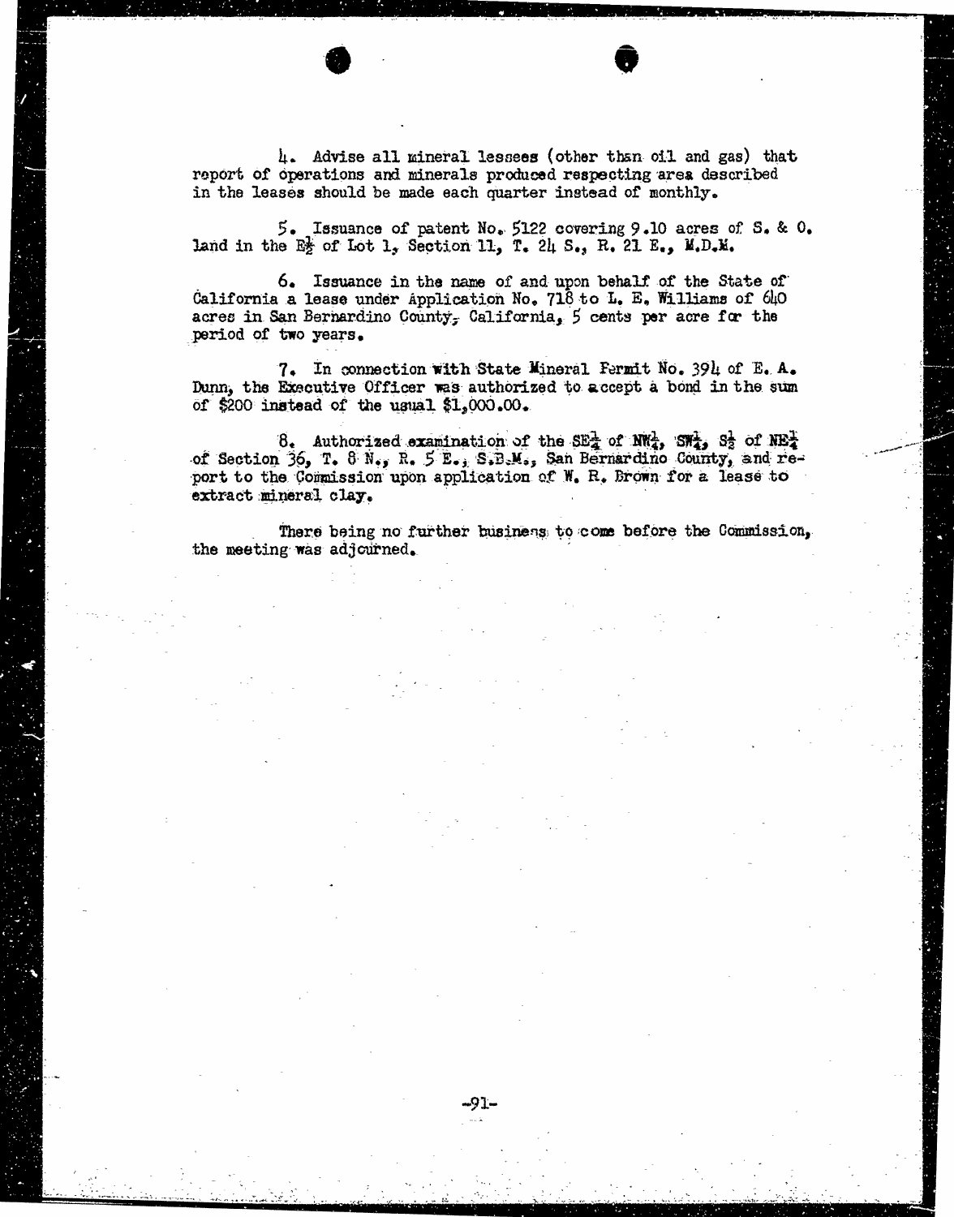4. Advise all mineral lessees (other than oil and gas) that report of operations and minerals produced respecting area described in the leases should be made each quarter instead of monthly.

5. Issuance of patent No. 5122 covering 9.10 acres of S. & O. land in the E½ of Lot 1, Section 11, T. 24 S., R. 21 E., M.D.M.

6. Issuance in the name of and upon behalf of the State of California a lease under Application No. 718 to L. E. Williams of 640 acres in San Bernardino County, California, 5 cents per acre for the period of two years.

7. In connection with State Mineral Permit No. 394 of E. A. Dunn, the Executive Officer was authorized to accept a bond in the sum of $200 instead of the usual $1,000.00.

8. Authorized examination of the SE¼ of NW¼, SW¼, S½ of NE¼ of Section 36, T. 8 N., R. 5 E., S.B.M., San Bernardino County, and report to the Commission upon application of W. R. Brown for a lease to extract mineral clay.

There being no further business to come before the Commission, the meeting was adjourned.